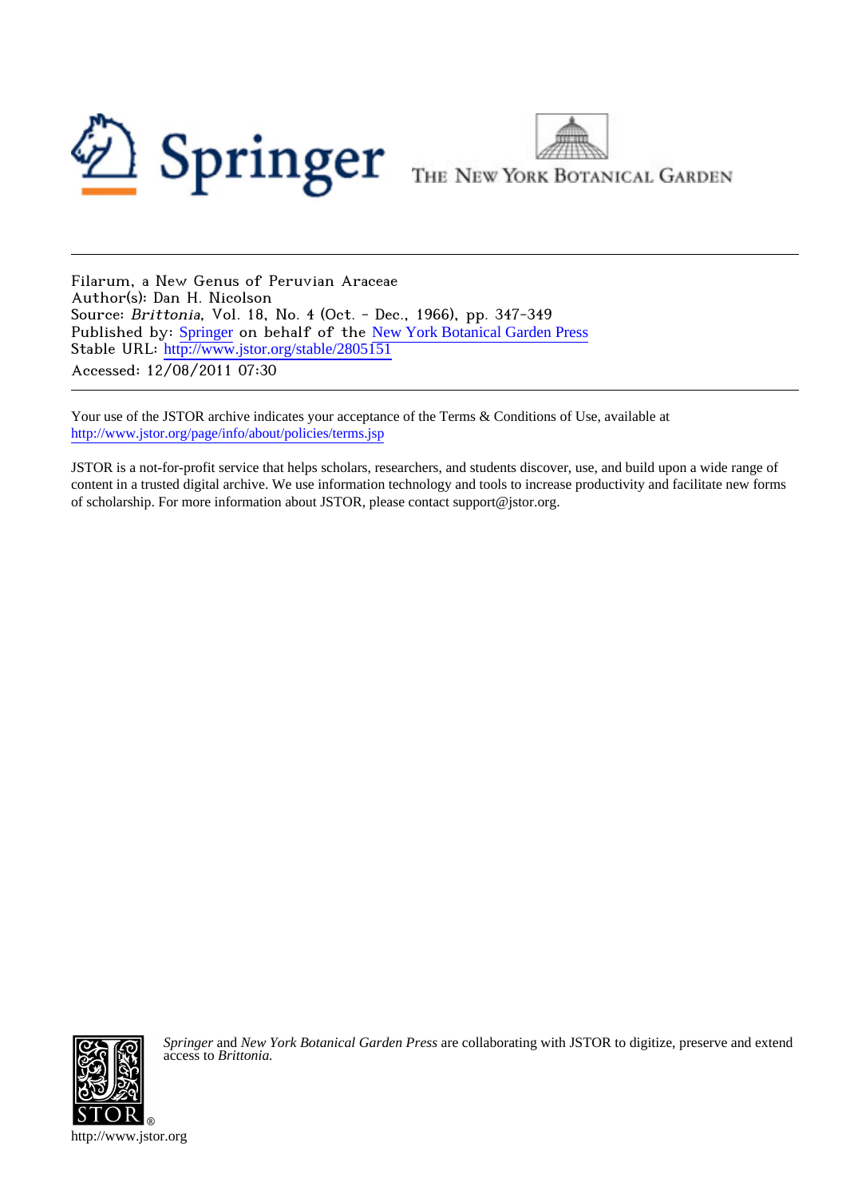Filarum, a New Genus of Peruvian Araceae
Author(s): Dan H. Nicolson
Source: *Brittonia*, Vol. 18, No. 4 (Oct. - Dec., 1966), pp. 347-349
Published by: Springer on behalf of the New York Botanical Garden Press
Stable URL: http://www.jstor.org/stable/2805151
Accessed: 12/08/2011 07:30

Your use of the JSTOR archive indicates your acceptance of the Terms & Conditions of Use, available at
http://www.jstor.org/page/info/about/policies/terms.jsp

JSTOR is a not-for-profit service that helps scholars, researchers, and students discover, use, and build upon a wide range of content in a trusted digital archive. We use information technology and tools to increase productivity and facilitate new forms of scholarship. For more information about JSTOR, please contact support@jstor.org.

*Springer* and *New York Botanical Garden Press* are collaborating with JSTOR to digitize, preserve and extend access to *Brittonia.*

http://www.jstor.org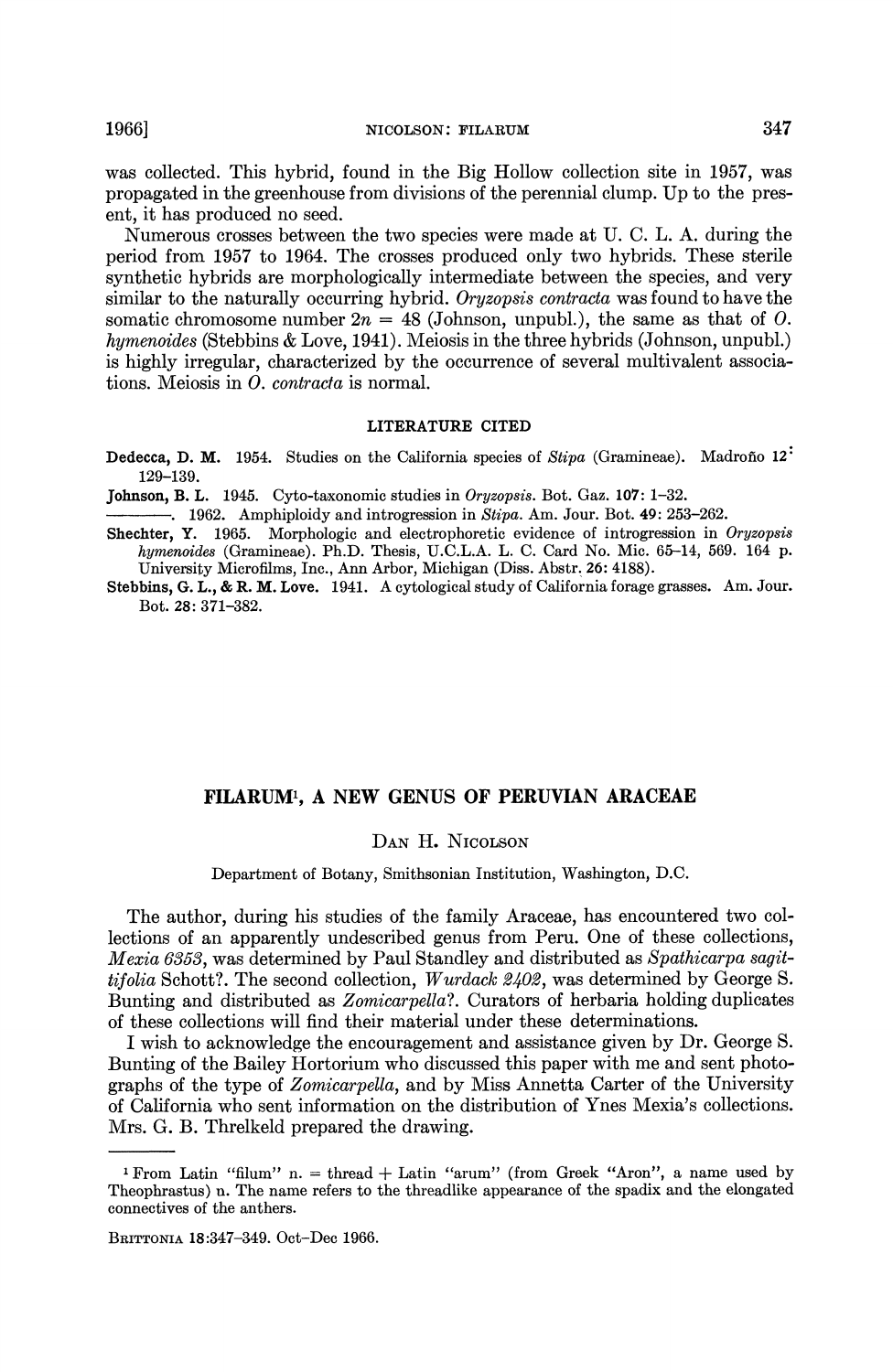was collected. This hybrid, found in the Big Hollow collection site in 1957, was propagated in the greenhouse from divisions of the perennial clump. Up to the present, it has produced no seed.

Numerous crosses between the two species were made at U. C. L. A. during the period from 1957 to 1964. The crosses produced only two hybrids. These sterile synthetic hybrids are morphologically intermediate between the species, and very similar to the naturally occurring hybrid. *Oryzopsis contracta* was found to have the somatic chromosome number $2n = 48$ (Johnson, unpubl.), the same as that of *O. hymenoides* (Stebbins & Love, 1941). Meiosis in the three hybrids (Johnson, unpubl.) is highly irregular, characterized by the occurrence of several multivalent associations. Meiosis in *O. contracta* is normal.

### LITERATURE CITED

**Dedecca, D. M.** 1954. Studies on the California species of *Stipa* (Gramineae). Madroño 12: 129–139.

**Johnson, B. L.** 1945. Cyto-taxonomic studies in *Oryzopsis*. Bot. Gaz. **107**: 1–32.

———. 1962. Amphiploidy and introgression in *Stipa*. Am. Jour. Bot. **49**: 253–262.

**Shechter, Y.** 1965. Morphologic and electrophoretic evidence of introgression in *Oryzopsis hymenoides* (Gramineae). Ph.D. Thesis, U.C.L.A. L. C. Card No. Mic. 65–14, 569. 164 p. University Microfilms, Inc., Ann Arbor, Michigan (Diss. Abstr. **26**: 4188).

**Stebbins, G. L., & R. M. Love.** 1941. A cytological study of California forage grasses. Am. Jour. Bot. **28**: 371–382.

# FILARUM[1], A NEW GENUS OF PERUVIAN ARACEAE

Dan H. Nicolson

Department of Botany, Smithsonian Institution, Washington, D.C.

The author, during his studies of the family Araceae, has encountered two collections of an apparently undescribed genus from Peru. One of these collections, *Mexia 6353*, was determined by Paul Standley and distributed as *Spathicarpa sagittifolia* Schott?. The second collection, *Wurdack 2402*, was determined by George S. Bunting and distributed as *Zomicarpella*?. Curators of herbaria holding duplicates of these collections will find their material under these determinations.

I wish to acknowledge the encouragement and assistance given by Dr. George S. Bunting of the Bailey Hortorium who discussed this paper with me and sent photographs of the type of *Zomicarpella*, and by Miss Annetta Carter of the University of California who sent information on the distribution of Ynes Mexia's collections. Mrs. G. B. Threlkeld prepared the drawing.

[1] From Latin "filum" n. = thread + Latin "arum" (from Greek "Aron", a name used by Theophrastus) n. The name refers to the threadlike appearance of the spadix and the elongated connectives of the anthers.

Brittonia 18:347–349. Oct–Dec 1966.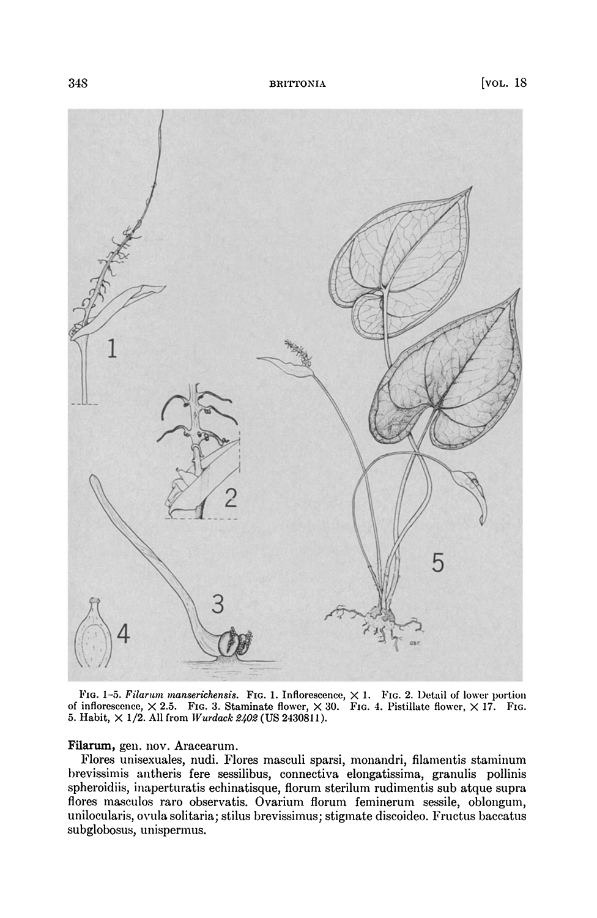FIG. 1–5. *Filarum manserichensis*. FIG. 1. Inflorescence, × 1. FIG. 2. Detail of lower portion of inflorescence, × 2.5. FIG. 3. Staminate flower, × 30. FIG. 4. Pistillate flower, × 17. FIG. 5. Habit, × 1/2. All from *Wurdack 2402* (US 2430811).

**Filarum,** gen. nov. Aracearum.

Flores unisexuales, nudi. Flores masculi sparsi, monandri, filamentis staminum brevissimis antheris fere sessilibus, connectiva elongatissima, granulis pollinis spheroidiis, inaperturatis echinatisque, florum sterilum rudimentis sub atque supra flores masculos raro observatis. Ovarium florum feminerum sessile, oblongum, unilocularis, ovula solitaria; stilus brevissimus; stigmate discoideo. Fructus baccatus subglobosus, unispermus.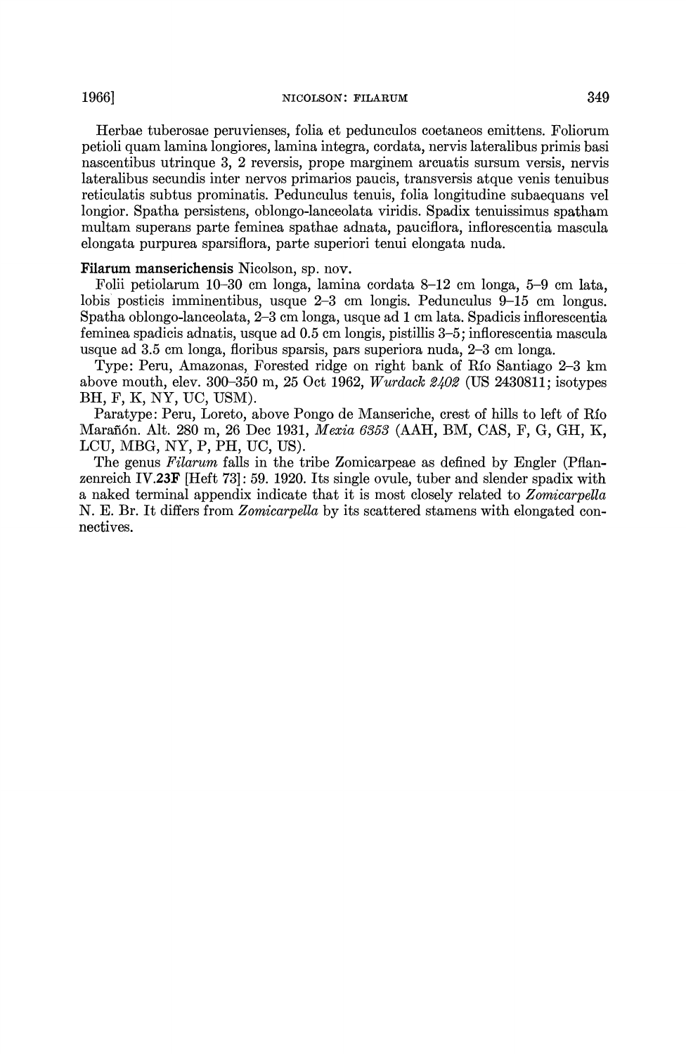Herbae tuberosae peruvienses, folia et pedunculos coetaneos emittens. Foliorum petioli quam lamina longiores, lamina integra, cordata, nervis lateralibus primis basi nascentibus utrinque 3, 2 reversis, prope marginem arcuatis sursum versis, nervis lateralibus secundis inter nervos primarios paucis, transversis atque venis tenuibus reticulatis subtus prominatis. Pedunculus tenuis, folia longitudine subaequans vel longior. Spatha persistens, oblongo-lanceolata viridis. Spadix tenuissimus spatham multam superans parte feminea spathae adnata, pauciflora, inflorescentia mascula elongata purpurea sparsiflora, parte superiori tenui elongata nuda.

**Filarum manserichensis** Nicolson, sp. nov.

Folii petiolarum 10–30 cm longa, lamina cordata 8–12 cm longa, 5–9 cm lata, lobis posticis imminentibus, usque 2–3 cm longis. Pedunculus 9–15 cm longus. Spatha oblongo-lanceolata, 2–3 cm longa, usque ad 1 cm lata. Spadicis inflorescentia feminea spadicis adnatis, usque ad 0.5 cm longis, pistillis 3–5; inflorescentia mascula usque ad 3.5 cm longa, floribus sparsis, pars superiora nuda, 2–3 cm longa.

Type: Peru, Amazonas, Forested ridge on right bank of Río Santiago 2–3 km above mouth, elev. 300–350 m, 25 Oct 1962, *Wurdack 2402* (US 2430811; isotypes BH, F, K, NY, UC, USM).

Paratype: Peru, Loreto, above Pongo de Manseriche, crest of hills to left of Río Marañón. Alt. 280 m, 26 Dec 1931, *Mexia 6353* (AAH, BM, CAS, F, G, GH, K, LCU, MBG, NY, P, PH, UC, US).

The genus *Filarum* falls in the tribe Zomicarpeae as defined by Engler (Pflanzenreich IV.**23F** [Heft 73]: 59. 1920. Its single ovule, tuber and slender spadix with a naked terminal appendix indicate that it is most closely related to *Zomicarpella* N. E. Br. It differs from *Zomicarpella* by its scattered stamens with elongated connectives.